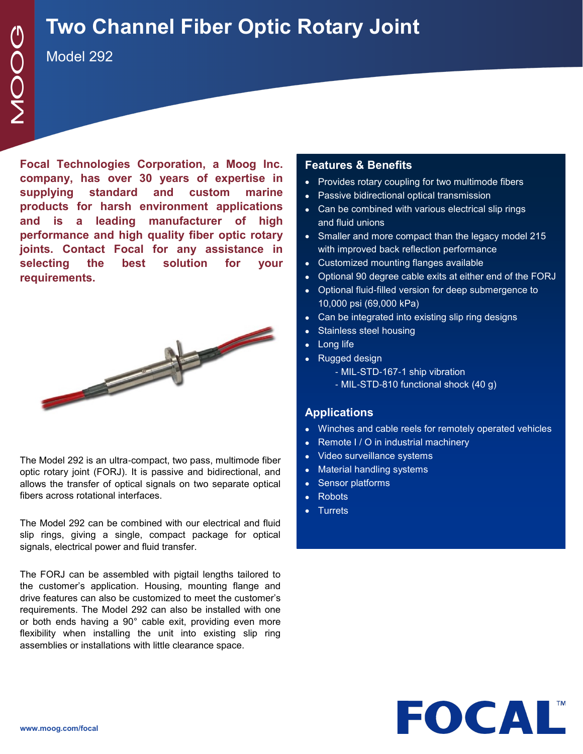# Two Channel Fiber Optic Rotary Joint

Model 292

**Focal Technologies Corporation, a Moog Inc. company, has over 30 years of expertise in supplying standard and custom marine products for harsh environment applications and is a leading manufacturer of high performance and high quality fiber optic rotary joints. Contact Focal for any assistance in selecting the best solution for your requirements.**

The Model 292 is an ultra-compact, two pass, multimode fiber optic rotary joint (FORJ). It is passive and bidirectional, and allows the transfer of optical signals on two separate optical fibers across rotational interfaces.

The Model 292 can be combined with our electrical and fluid slip rings, giving a single, compact package for optical signals, electrical power and fluid transfer.

The FORJ can be assembled with pigtail lengths tailored to the customer's application. Housing, mounting flange and drive features can also be customized to meet the customer's requirements. The Model 292 can also be installed with one or both ends having a 90° cable exit, providing even more flexibility when installing the unit into existing slip ring assemblies or installations with little clearance space.

## Features & Benefits

- Provides rotary coupling for two multimode fibers
- Passive bidirectional optical transmission
- Can be combined with various electrical slip rings and fluid unions
- Smaller and more compact than the legacy model 215 with improved back reflection performance
- Customized mounting flanges available
- Optional 90 degree cable exits at either end of the FORJ
- Optional fluid-filled version for deep submergence to 10,000 psi (69,000 kPa)
- Can be integrated into existing slip ring designs
- Stainless steel housing
- Long life
- Rugged design
  - MIL-STD-167-1 ship vibration
  - MIL-STD-810 functional shock (40 g)

## Applications

- Winches and cable reels for remotely operated vehicles
- Remote I / O in industrial machinery
- Video surveillance systems
- Material handling systems
- Sensor platforms
- Robots
- Turrets

www.moog.com/focal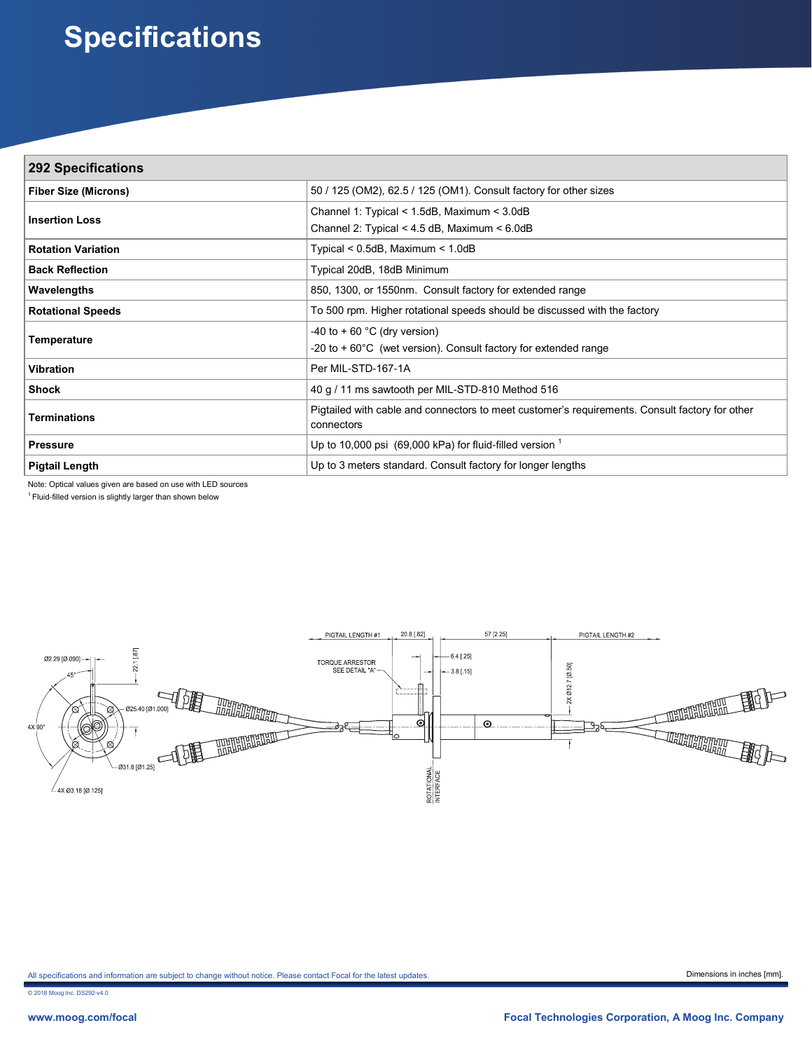# Specifications

| 292 Specifications | |
| --- | --- |
| **Fiber Size (Microns)** | 50 / 125 (OM2), 62.5 / 125 (OM1). Consult factory for other sizes |
| **Insertion Loss** | Channel 1: Typical < 1.5dB, Maximum < 3.0dB<br>Channel 2: Typical < 4.5 dB, Maximum < 6.0dB |
| **Rotation Variation** | Typical < 0.5dB, Maximum < 1.0dB |
| **Back Reflection** | Typical 20dB, 18dB Minimum |
| **Wavelengths** | 850, 1300, or 1550nm. Consult factory for extended range |
| **Rotational Speeds** | To 500 rpm. Higher rotational speeds should be discussed with the factory |
| **Temperature** | -40 to + 60 °C (dry version)<br>-20 to + 60°C (wet version). Consult factory for extended range |
| **Vibration** | Per MIL-STD-167-1A |
| **Shock** | 40 g / 11 ms sawtooth per MIL-STD-810 Method 516 |
| **Terminations** | Pigtailed with cable and connectors to meet customer's requirements. Consult factory for other connectors |
| **Pressure** | Up to 10,000 psi (69,000 kPa) for fluid-filled version [1] |
| **Pigtail Length** | Up to 3 meters standard. Consult factory for longer lengths |

Note: Optical values given are based on use with LED sources

[1] Fluid-filled version is slightly larger than shown below

Ø2.29 [Ø.090]
22.1 [.87]
45°
Ø25.40 [Ø1.000]
4X 90°
Ø31.8 [Ø1.25]
4X Ø3.18 [Ø.125]
PIGTAIL LENGTH #1
20.8 [.82]
57 [2.25]
PIGTAIL LENGTH #2
TORQUE ARRESTOR
SEE DETAIL "A"
6.4 [.25]
3.8 [.15]
2X Ø12.7 [Ø.50]
ROTATIONAL INTERFACE

All specifications and information are subject to change without notice. Please contact Focal for the latest updates.

Dimensions in inches [mm].

© 2018 Moog Inc. DS292-v4.0

www.moog.com/focal

Focal Technologies Corporation, A Moog Inc. Company